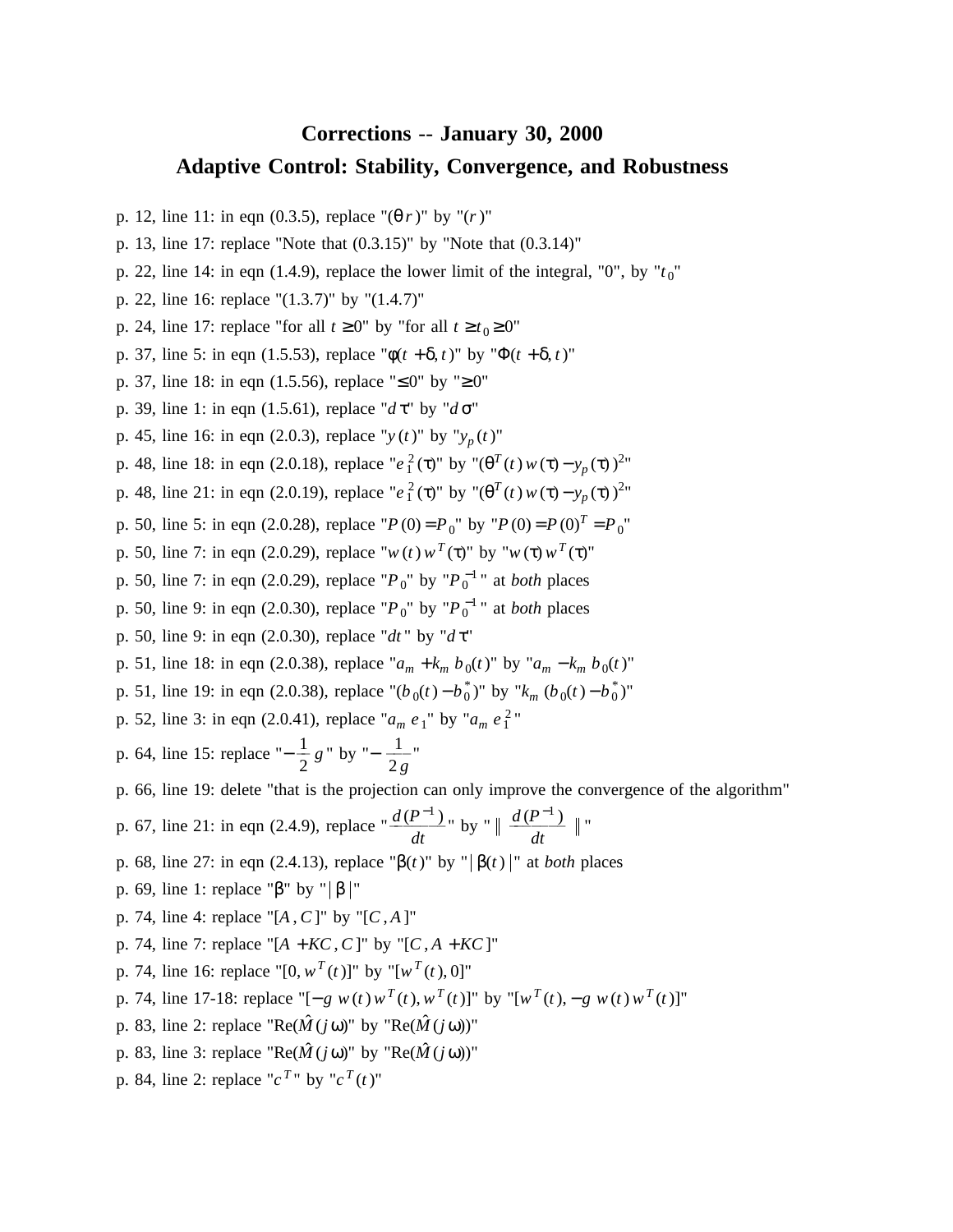# Corrections -- January 30, 2000

## Adaptive Control: Stability, Convergence, and Robustness

p. 12, line 11: in eqn (0.3.5), replace "$(\theta r)$" by "$(r)$"

p. 13, line 17: replace "Note that (0.3.15)" by "Note that (0.3.14)"

p. 22, line 14: in eqn (1.4.9), replace the lower limit of the integral, "0", by "$t_0$"

p. 22, line 16: replace "(1.3.7)" by "(1.4.7)"

p. 24, line 17: replace "for all $t \geq 0$" by "for all $t \geq t_0 \geq 0$"

p. 37, line 5: in eqn (1.5.53), replace "$\phi(t+\delta, t)$" by "$\Phi(t+\delta, t)$"

p. 37, line 18: in eqn (1.5.56), replace "$\leq 0$" by "$\geq 0$"

p. 39, line 1: in eqn (1.5.61), replace "$d\tau$" by "$d\sigma$"

p. 45, line 16: in eqn (2.0.3), replace "$y(t)$" by "$y_p(t)$"

p. 48, line 18: in eqn (2.0.18), replace "$e_1^2(\tau)$" by "$(\theta^T(t)\, w(\tau) - y_p(\tau))^2$"

p. 48, line 21: in eqn (2.0.19), replace "$e_1^2(\tau)$" by "$(\theta^T(t)\, w(\tau) - y_p(\tau))^2$"

p. 50, line 5: in eqn (2.0.28), replace "$P(0) = P_0$" by "$P(0) = P(0)^T = P_0$"

p. 50, line 7: in eqn (2.0.29), replace "$w(t)\, w^T(\tau)$" by "$w(\tau)\, w^T(\tau)$"

p. 50, line 7: in eqn (2.0.29), replace "$P_0$" by "$P_0^{-1}$" at *both* places

p. 50, line 9: in eqn (2.0.30), replace "$P_0$" by "$P_0^{-1}$" at *both* places

p. 50, line 9: in eqn (2.0.30), replace "$dt$" by "$d\tau$"

p. 51, line 18: in eqn (2.0.38), replace "$a_m + k_m\, b_0(t)$" by "$a_m - k_m\, b_0(t)$"

p. 51, line 19: in eqn (2.0.38), replace "$(b_0(t) - b_0^*)$" by "$k_m\,(b_0(t) - b_0^*)$"

p. 52, line 3: in eqn (2.0.41), replace "$a_m\, e_1$" by "$a_m\, e_1^2$"

p. 64, line 15: replace "$-\frac{1}{2}\, g$" by "$-\frac{1}{2g}$"

p. 66, line 19: delete "that is the projection can only improve the convergence of the algorithm"

p. 67, line 21: in eqn (2.4.9), replace "$\frac{d(P^{-1})}{dt}$" by "$\| \frac{d(P^{-1})}{dt} \|$"

p. 68, line 27: in eqn (2.4.13), replace "$\beta(t)$" by "$|\beta(t)|$" at *both* places

p. 69, line 1: replace "$\beta$" by "$|\beta|$"

p. 74, line 4: replace "$[A, C]$" by "$[C, A]$"

p. 74, line 7: replace "$[A + KC, C]$" by "$[C, A + KC]$"

p. 74, line 16: replace "$[0, w^T(t)]$" by "$[w^T(t), 0]$"

p. 74, line 17-18: replace "$[-g\; w(t)\, w^T(t), w^T(t)]$" by "$[w^T(t), -g\; w(t)\, w^T(t)]$"

p. 83, line 2: replace "$\mathrm{Re}(\hat{M}(j\omega)$" by "$\mathrm{Re}(\hat{M}(j\omega))$"

p. 83, line 3: replace "$\mathrm{Re}(\hat{M}(j\omega)$" by "$\mathrm{Re}(\hat{M}(j\omega))$"

p. 84, line 2: replace "$c^T$" by "$c^T(t)$"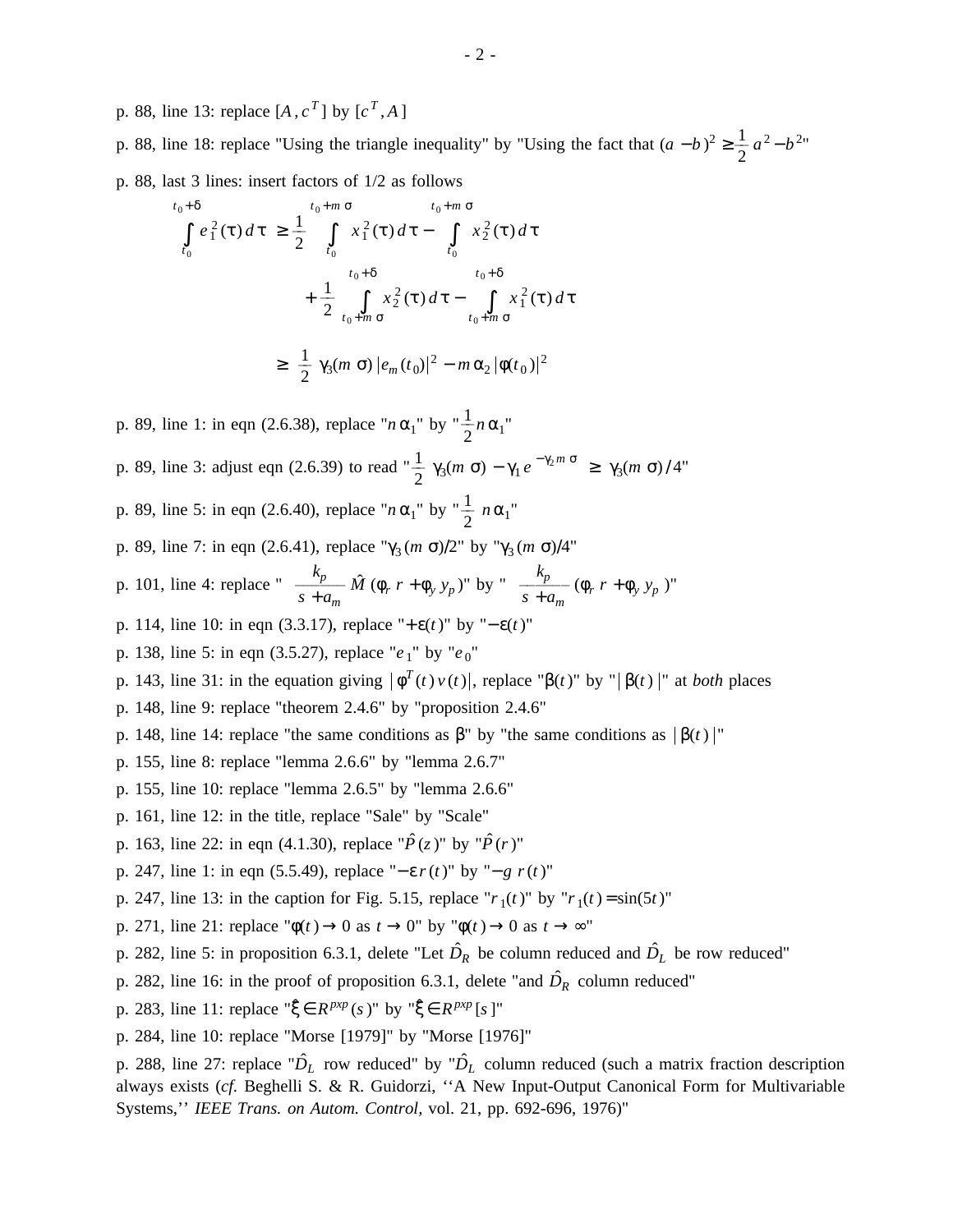p. 88, line 13: replace $[A, c^T]$ by $[c^T, A]$

p. 88, line 18: replace "Using the triangle inequality" by "Using the fact that $(a - b)^2 \geq \frac{1}{2} a^2 - b^2$"

p. 88, last 3 lines: insert factors of 1/2 as follows

$$\int_{t_0}^{t_0+\delta} e_1^2(\tau)\, d\tau \geq \frac{1}{2} \int_{t_0}^{t_0+m\sigma} x_1^2(\tau)\, d\tau - \int_{t_0}^{t_0+m\sigma} x_2^2(\tau)\, d\tau$$

$$+ \frac{1}{2} \int_{t_0+m\sigma}^{t_0+\delta} x_2^2(\tau)\, d\tau - \int_{t_0+m\sigma}^{t_0+\delta} x_1^2(\tau)\, d\tau$$

$$\geq \frac{1}{2} \gamma_3(m\sigma) |e_m(t_0)|^2 - m\alpha_2 |\phi(t_0)|^2$$

p. 89, line 1: in eqn (2.6.38), replace "$n\alpha_1$" by "$\frac{1}{2} n\alpha_1$"

p. 89, line 3: adjust eqn (2.6.39) to read "$\frac{1}{2} \gamma_3(m\sigma) - \gamma_1 e^{-\gamma_2 m\sigma} \geq \gamma_3(m\sigma)/4$"

p. 89, line 5: in eqn (2.6.40), replace "$n\alpha_1$" by "$\frac{1}{2} n\alpha_1$"

p. 89, line 7: in eqn (2.6.41), replace "$\gamma_3(m\sigma)/2$" by "$\gamma_3(m\sigma)/4$"

p. 101, line 4: replace "$\frac{k_p}{s + a_m} \hat{M}(\phi_r r + \phi_y y_p)$" by "$\frac{k_p}{s + a_m} (\phi_r r + \phi_y y_p)$"

p. 114, line 10: in eqn (3.3.17), replace "$+\varepsilon(t)$" by "$-\varepsilon(t)$"

p. 138, line 5: in eqn (3.5.27), replace "$e_1$" by "$e_0$"

p. 143, line 31: in the equation giving $|\phi^T(t)\, v(t)|$, replace "$\beta(t)$" by "$|\beta(t)|$" at *both* places

p. 148, line 9: replace "theorem 2.4.6" by "proposition 2.4.6"

p. 148, line 14: replace "the same conditions as $\beta$" by "the same conditions as $|\beta(t)|$"

p. 155, line 8: replace "lemma 2.6.6" by "lemma 2.6.7"

p. 155, line 10: replace "lemma 2.6.5" by "lemma 2.6.6"

p. 161, line 12: in the title, replace "Sale" by "Scale"

p. 163, line 22: in eqn (4.1.30), replace "$\hat{P}(z)$" by "$\hat{P}(r)$"

p. 247, line 1: in eqn (5.5.49), replace "$-\varepsilon\, r(t)$" by "$-g\, r(t)$"

p. 247, line 13: in the caption for Fig. 5.15, replace "$r_1(t)$" by "$r_1(t) = \sin(5t)$"

p. 271, line 21: replace "$\phi(t) \to 0$ as $t \to 0$" by "$\phi(t) \to 0$ as $t \to \infty$"

p. 282, line 5: in proposition 6.3.1, delete "Let $\hat{D}_R$ be column reduced and $\hat{D}_L$ be row reduced"

p. 282, line 16: in the proof of proposition 6.3.1, delete "and $\hat{D}_R$ column reduced"

p. 283, line 11: replace "$\xi \in R^{pxp}(s)$" by "$\xi \in R^{pxp}[s]$"

p. 284, line 10: replace "Morse [1979]" by "Morse [1976]"

p. 288, line 27: replace "$\hat{D}_L$ row reduced" by "$\hat{D}_L$ column reduced (such a matrix fraction description always exists (*cf.* Beghelli S. & R. Guidorzi, ‘‘A New Input-Output Canonical Form for Multivariable Systems,’’ *IEEE Trans. on Autom. Control*, vol. 21, pp. 692-696, 1976)"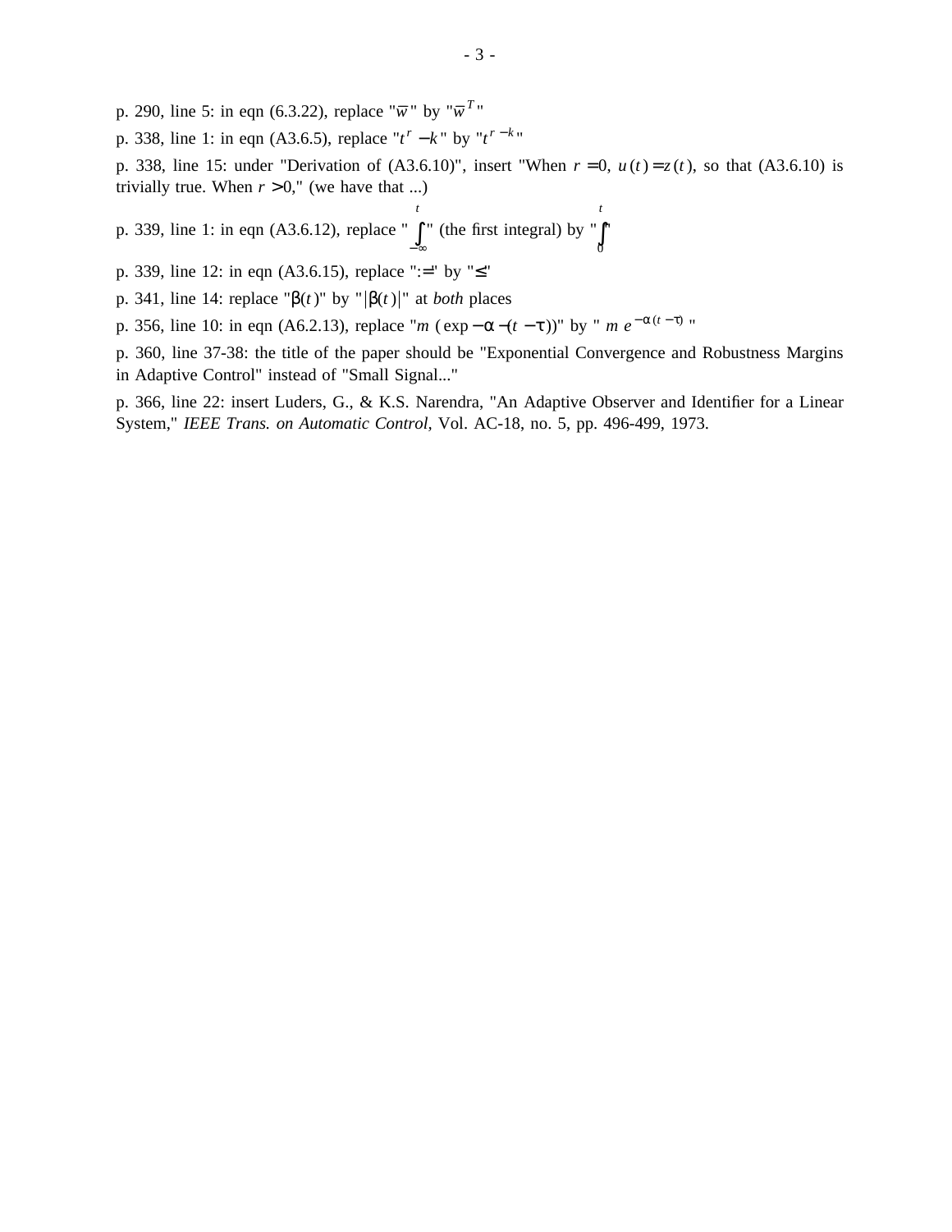p. 290, line 5: in eqn (6.3.22), replace "$\overline{w}$" by "$\overline{w}^T$"

p. 338, line 1: in eqn (A3.6.5), replace "$t^r - k$" by "$t^{r-k}$"

p. 338, line 15: under "Derivation of (A3.6.10)", insert "When $r = 0$, $u(t) = z(t)$, so that (A3.6.10) is trivially true. When $r > 0$," (we have that ...)

p. 339, line 1: in eqn (A3.6.12), replace "$\int_{-\infty}^{t}$" (the first integral) by "$\int_{0}^{t}$"

p. 339, line 12: in eqn (A3.6.15), replace "$:=$" by "$\leq$"

p. 341, line 14: replace "$\beta(t)$" by "$|\beta(t)|$" at *both* places

p. 356, line 10: in eqn (A6.2.13), replace "$m\,(\exp - \alpha - (t - \tau))$" by "$m\, e^{-\alpha(t-\tau)}$"

p. 360, line 37-38: the title of the paper should be "Exponential Convergence and Robustness Margins in Adaptive Control" instead of "Small Signal..."

p. 366, line 22: insert Luders, G., & K.S. Narendra, "An Adaptive Observer and Identifier for a Linear System," *IEEE Trans. on Automatic Control*, Vol. AC-18, no. 5, pp. 496-499, 1973.